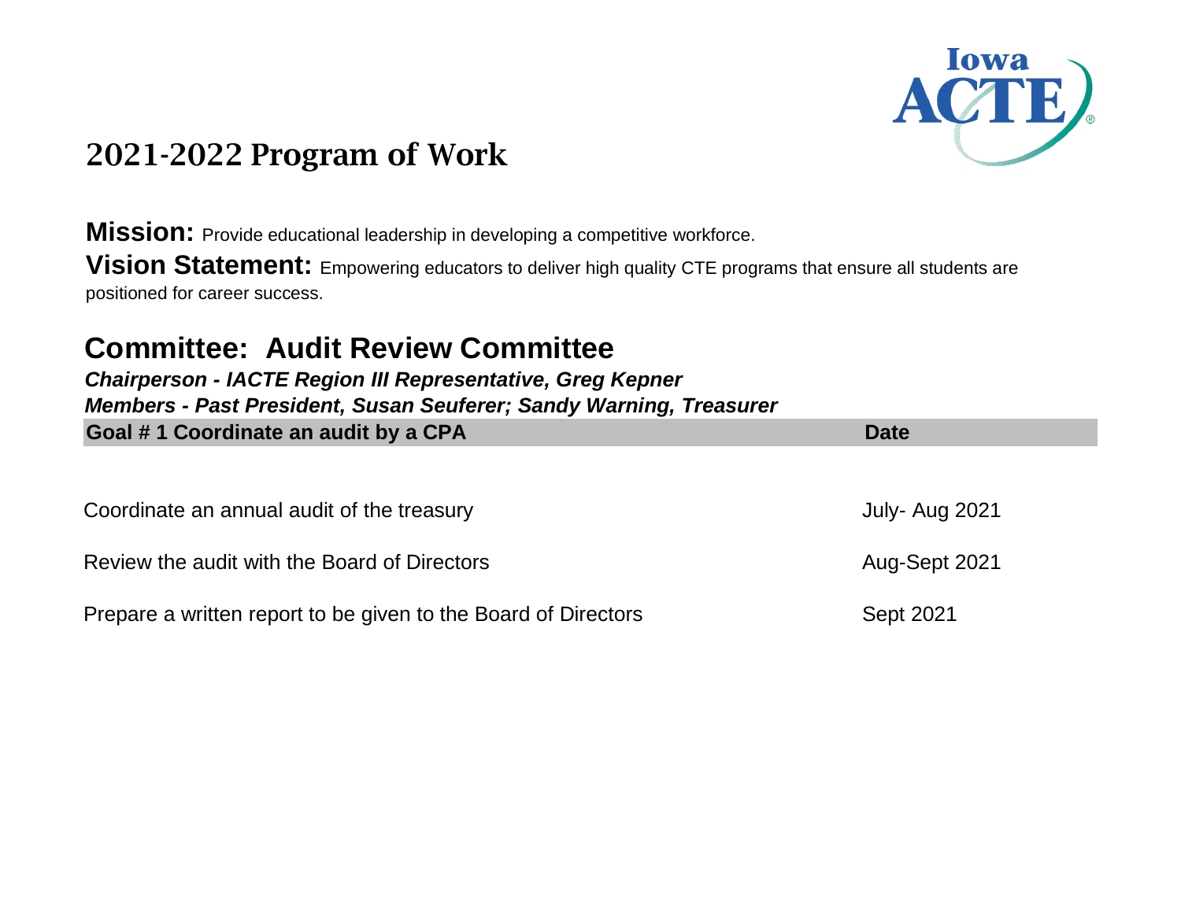# 2021-2022 Program of Work

**Mission:** Provide educational leadership in developing a competitive workforce.

**Vision Statement:** Empowering educators to deliver high quality CTE programs that ensure all students are positioned for career success.

## Committee: Audit Review Committee

***Chairperson - IACTE Region III Representative, Greg Kepner***

***Members - Past President, Susan Seuferer; Sandy Warning, Treasurer***

| Goal # 1 Coordinate an audit by a CPA | Date |
| --- | --- |
| Coordinate an annual audit of the treasury | July- Aug 2021 |
| Review the audit with the Board of Directors | Aug-Sept 2021 |
| Prepare a written report to be given to the Board of Directors | Sept 2021 |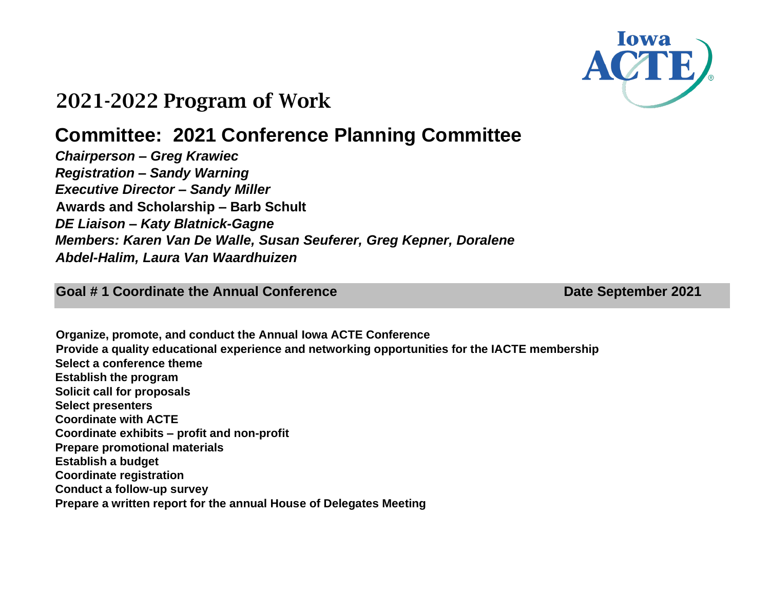# 2021-2022 Program of Work

## Committee: 2021 Conference Planning Committee

***Chairperson – Greg Krawiec***
***Registration – Sandy Warning***
***Executive Director – Sandy Miller***
**Awards and Scholarship – Barb Schult**
***DE Liaison – Katy Blatnick-Gagne***
***Members: Karen Van De Walle, Susan Seuferer, Greg Kepner, Doralene Abdel-Halim, Laura Van Waardhuizen***

| **Goal # 1 Coordinate the Annual Conference** | **Date September 2021** |
|---|---|

**Organize, promote, and conduct the Annual Iowa ACTE Conference**
**Provide a quality educational experience and networking opportunities for the IACTE membership**
**Select a conference theme**
**Establish the program**
**Solicit call for proposals**
**Select presenters**
**Coordinate with ACTE**
**Coordinate exhibits – profit and non-profit**
**Prepare promotional materials**
**Establish a budget**
**Coordinate registration**
**Conduct a follow-up survey**
**Prepare a written report for the annual House of Delegates Meeting**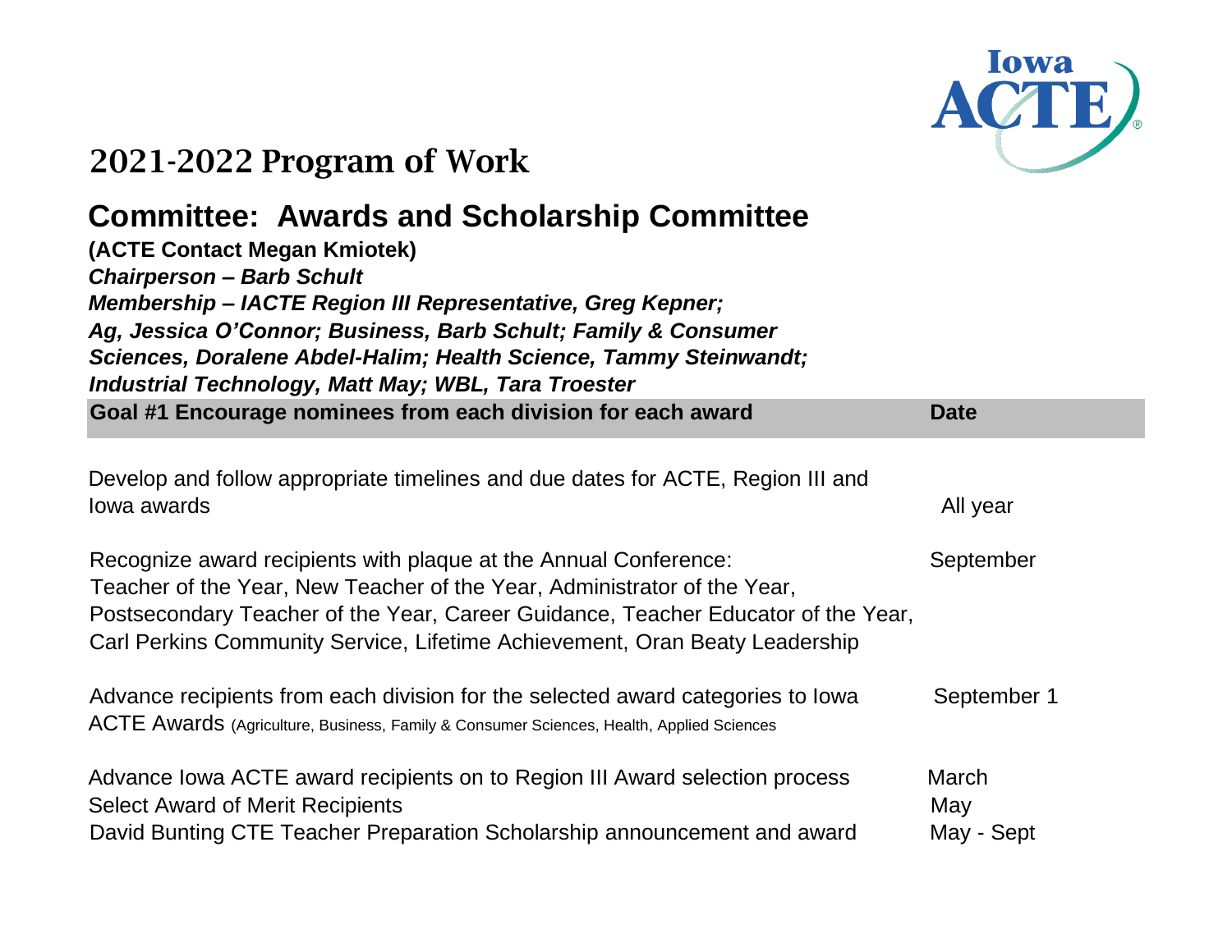# 2021-2022 Program of Work

## Committee: Awards and Scholarship Committee

**(ACTE Contact Megan Kmiotek)**

***Chairperson – Barb Schult***

***Membership – IACTE Region III Representative, Greg Kepner; Ag, Jessica O'Connor; Business, Barb Schult; Family & Consumer Sciences, Doralene Abdel-Halim; Health Science, Tammy Steinwandt; Industrial Technology, Matt May; WBL, Tara Troester***

| Goal #1 Encourage nominees from each division for each award | Date |
|---|---|
| Develop and follow appropriate timelines and due dates for ACTE, Region III and Iowa awards | All year |
| Recognize award recipients with plaque at the Annual Conference: Teacher of the Year, New Teacher of the Year, Administrator of the Year, Postsecondary Teacher of the Year, Career Guidance, Teacher Educator of the Year, Carl Perkins Community Service, Lifetime Achievement, Oran Beaty Leadership | September |
| Advance recipients from each division for the selected award categories to Iowa ACTE Awards (Agriculture, Business, Family & Consumer Sciences, Health, Applied Sciences | September 1 |
| Advance Iowa ACTE award recipients on to Region III Award selection process | March |
| Select Award of Merit Recipients | May |
| David Bunting CTE Teacher Preparation Scholarship announcement and award | May - Sept |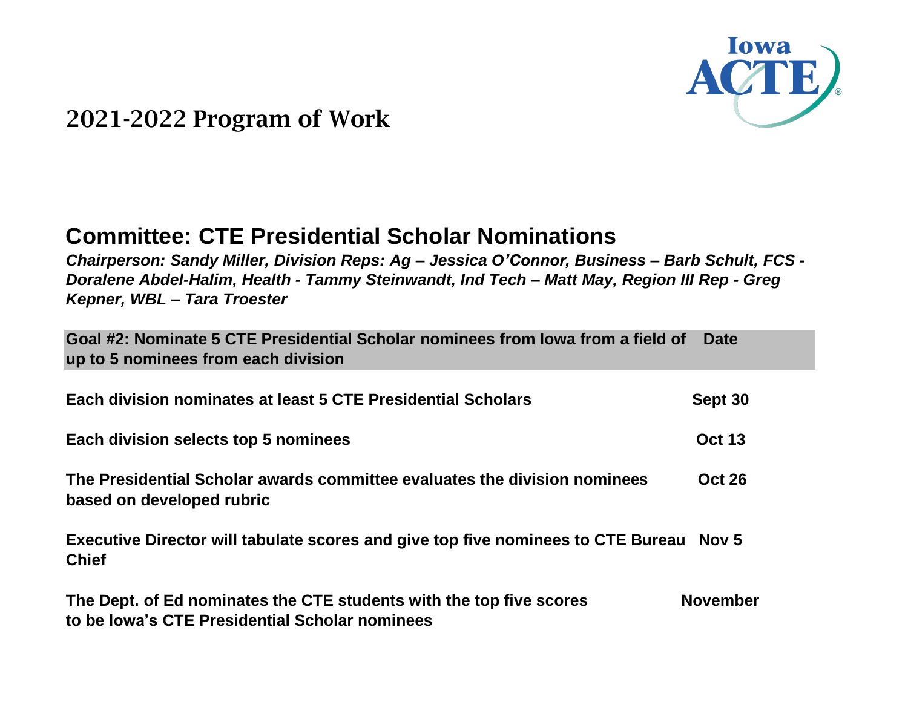# 2021-2022 Program of Work

## Committee: CTE Presidential Scholar Nominations

***Chairperson: Sandy Miller, Division Reps: Ag – Jessica O'Connor, Business – Barb Schult, FCS - Doralene Abdel-Halim, Health - Tammy Steinwandt, Ind Tech – Matt May, Region III Rep - Greg Kepner, WBL – Tara Troester***

| Goal #2: Nominate 5 CTE Presidential Scholar nominees from Iowa from a field of up to 5 nominees from each division | Date |
|---|---|
| **Each division nominates at least 5 CTE Presidential Scholars** | **Sept 30** |
| **Each division selects top 5 nominees** | **Oct 13** |
| **The Presidential Scholar awards committee evaluates the division nominees based on developed rubric** | **Oct 26** |
| **Executive Director will tabulate scores and give top five nominees to CTE Bureau Chief** | **Nov 5** |
| **The Dept. of Ed nominates the CTE students with the top five scores to be Iowa's CTE Presidential Scholar nominees** | **November** |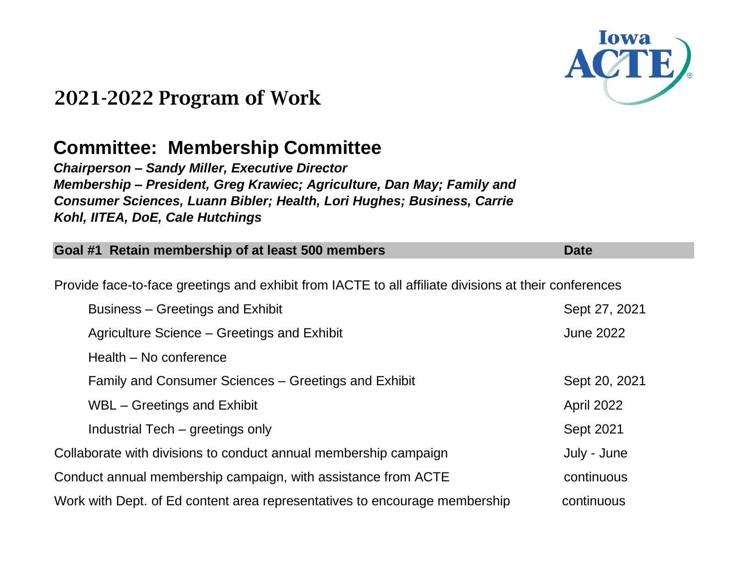# 2021-2022 Program of Work

## Committee: Membership Committee

***Chairperson – Sandy Miller, Executive Director***
***Membership – President, Greg Krawiec; Agriculture, Dan May; Family and Consumer Sciences, Luann Bibler; Health, Lori Hughes; Business, Carrie Kohl, IITEA, DoE, Cale Hutchings***

| **Goal #1 Retain membership of at least 500 members** | **Date** |
|---|---|
| Provide face-to-face greetings and exhibit from IACTE to all affiliate divisions at their conferences | |
| Business – Greetings and Exhibit | Sept 27, 2021 |
| Agriculture Science – Greetings and Exhibit | June 2022 |
| Health – No conference | |
| Family and Consumer Sciences – Greetings and Exhibit | Sept 20, 2021 |
| WBL – Greetings and Exhibit | April 2022 |
| Industrial Tech – greetings only | Sept 2021 |
| Collaborate with divisions to conduct annual membership campaign | July - June |
| Conduct annual membership campaign, with assistance from ACTE | continuous |
| Work with Dept. of Ed content area representatives to encourage membership | continuous |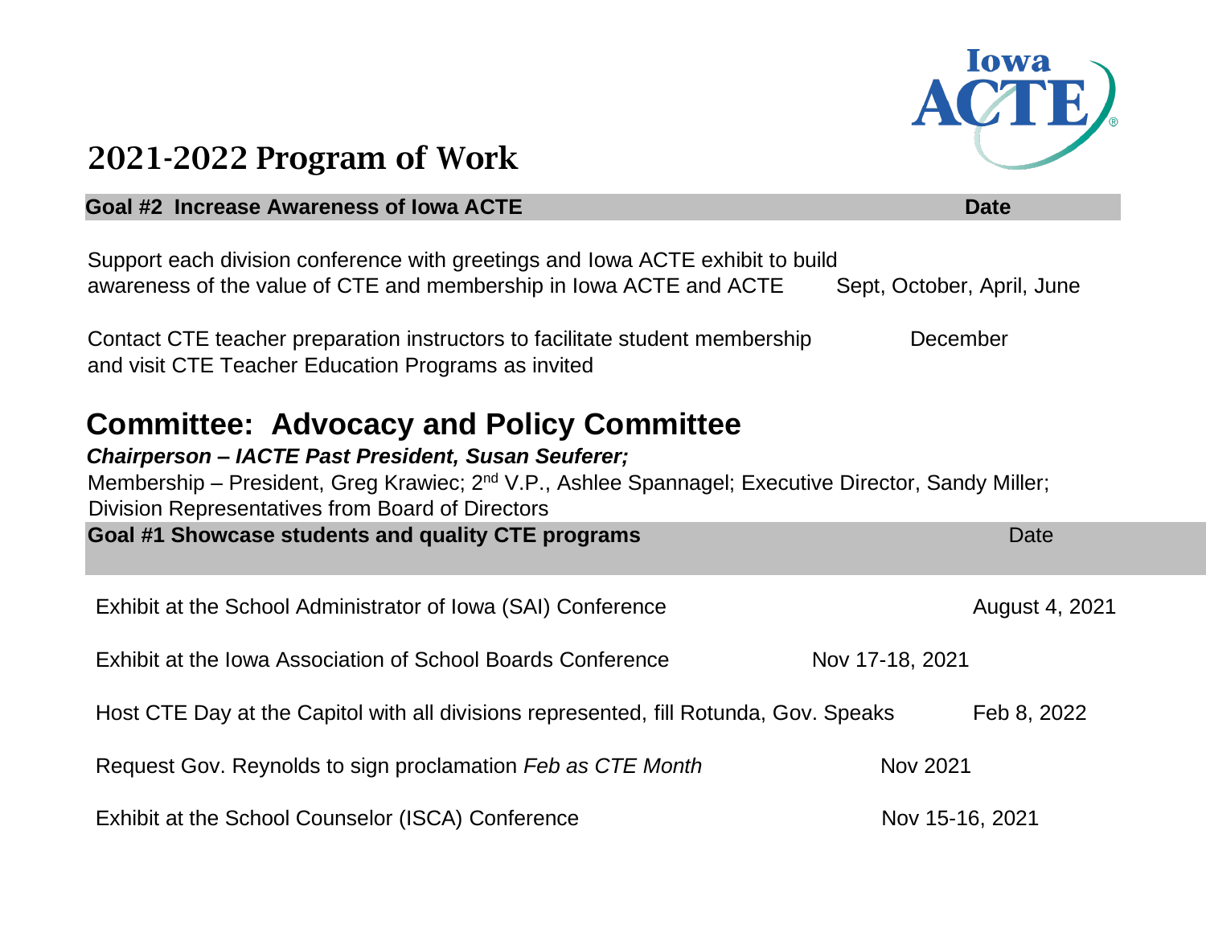# 2021-2022 Program of Work

| Goal #2 Increase Awareness of Iowa ACTE | Date |
|---|---|
| Support each division conference with greetings and Iowa ACTE exhibit to build awareness of the value of CTE and membership in Iowa ACTE and ACTE | Sept, October, April, June |
| Contact CTE teacher preparation instructors to facilitate student membership and visit CTE Teacher Education Programs as invited | December |

## Committee: Advocacy and Policy Committee

***Chairperson – IACTE Past President, Susan Seuferer;***

Membership – President, Greg Krawiec; 2nd V.P., Ashlee Spannagel; Executive Director, Sandy Miller; Division Representatives from Board of Directors

| Goal #1 Showcase students and quality CTE programs | Date |
|---|---|
| Exhibit at the School Administrator of Iowa (SAI) Conference | August 4, 2021 |
| Exhibit at the Iowa Association of School Boards Conference | Nov 17-18, 2021 |
| Host CTE Day at the Capitol with all divisions represented, fill Rotunda, Gov. Speaks | Feb 8, 2022 |
| Request Gov. Reynolds to sign proclamation *Feb as CTE Month* | Nov 2021 |
| Exhibit at the School Counselor (ISCA) Conference | Nov 15-16, 2021 |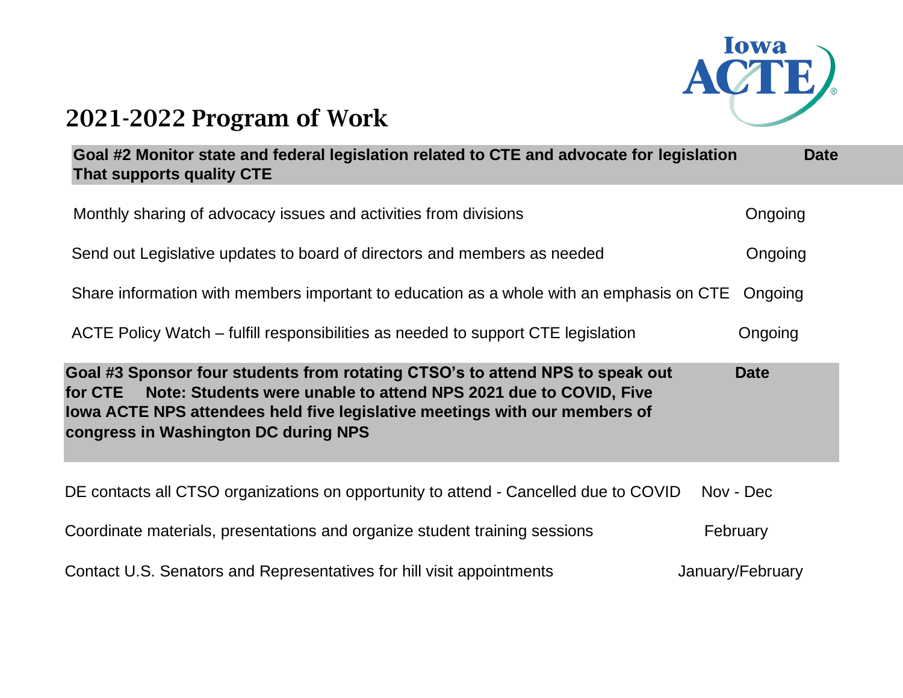## 2021-2022 Program of Work

| Goal #2 Monitor state and federal legislation related to CTE and advocate for legislation That supports quality CTE | Date |
|---|---|
| Monthly sharing of advocacy issues and activities from divisions | Ongoing |
| Send out Legislative updates to board of directors and members as needed | Ongoing |
| Share information with members important to education as a whole with an emphasis on CTE | Ongoing |
| ACTE Policy Watch – fulfill responsibilities as needed to support CTE legislation | Ongoing |

| Goal #3 Sponsor four students from rotating CTSO's to attend NPS to speak out for CTE Note: Students were unable to attend NPS 2021 due to COVID, Five Iowa ACTE NPS attendees held five legislative meetings with our members of congress in Washington DC during NPS | Date |
|---|---|
| DE contacts all CTSO organizations on opportunity to attend - Cancelled due to COVID | Nov - Dec |
| Coordinate materials, presentations and organize student training sessions | February |
| Contact U.S. Senators and Representatives for hill visit appointments | January/February |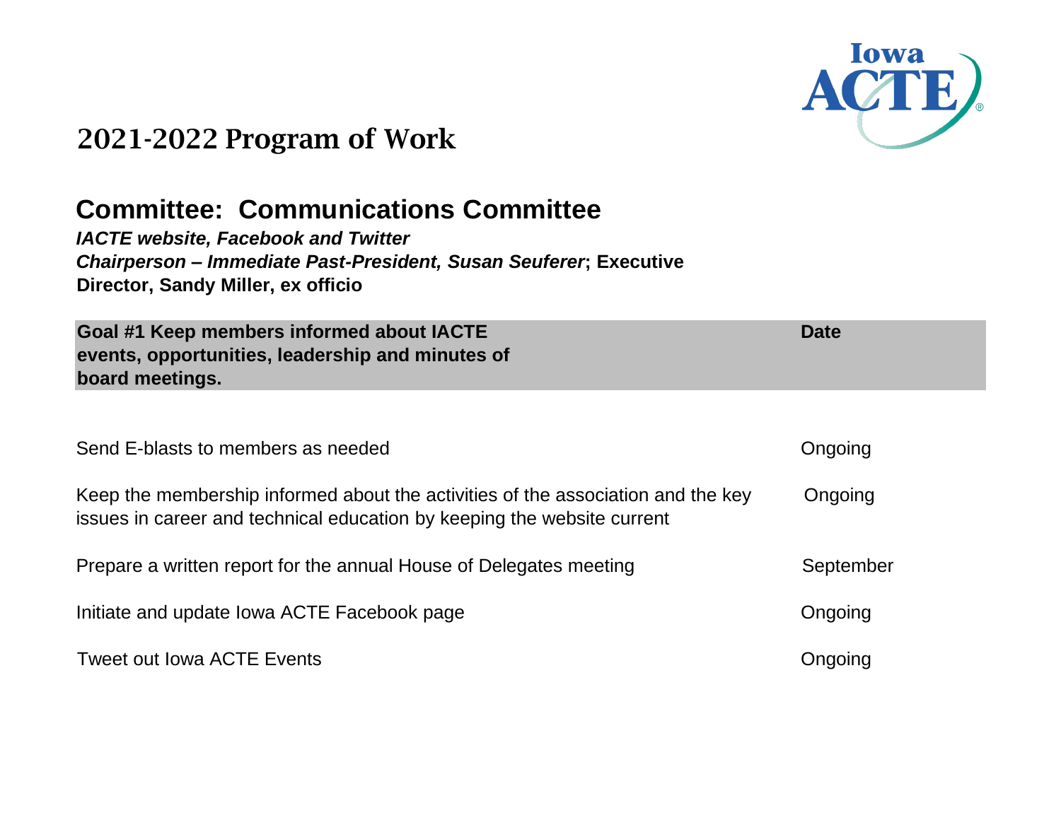# 2021-2022 Program of Work

## Committee: Communications Committee

***IACTE website, Facebook and Twitter***
***Chairperson – Immediate Past-President, Susan Seuferer*; Executive Director, Sandy Miller, ex officio**

| Goal #1 Keep members informed about IACTE events, opportunities, leadership and minutes of board meetings. | Date |
|---|---|
| Send E-blasts to members as needed | Ongoing |
| Keep the membership informed about the activities of the association and the key issues in career and technical education by keeping the website current | Ongoing |
| Prepare a written report for the annual House of Delegates meeting | September |
| Initiate and update Iowa ACTE Facebook page | Ongoing |
| Tweet out Iowa ACTE Events | Ongoing |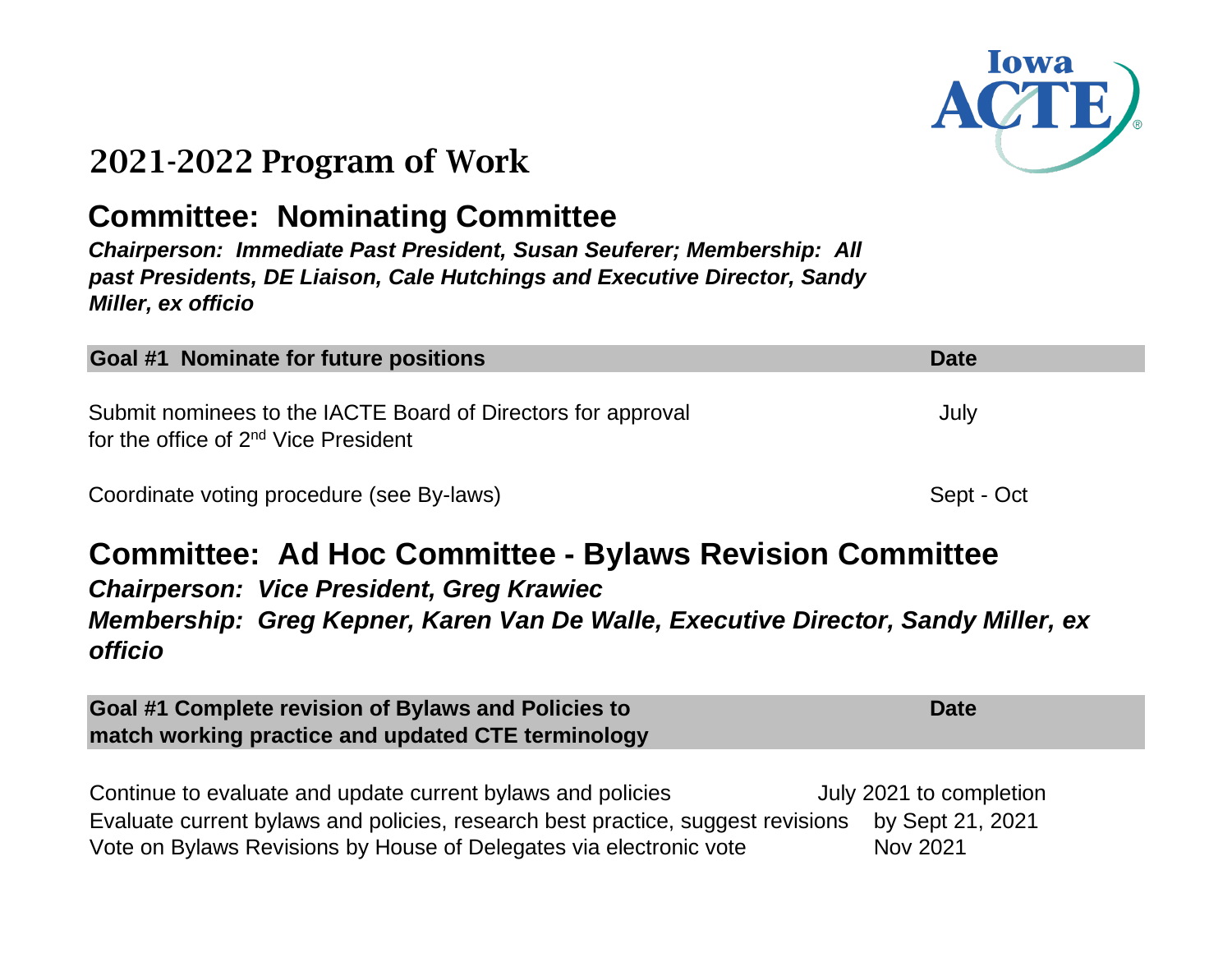# 2021-2022 Program of Work

## Committee: Nominating Committee

***Chairperson: Immediate Past President, Susan Seuferer; Membership: All past Presidents, DE Liaison, Cale Hutchings and Executive Director, Sandy Miller, ex officio***

| **Goal #1 Nominate for future positions** | **Date** |
| --- | --- |
| Submit nominees to the IACTE Board of Directors for approval for the office of 2nd Vice President | July |
| Coordinate voting procedure (see By-laws) | Sept - Oct |

## Committee: Ad Hoc Committee - Bylaws Revision Committee

***Chairperson: Vice President, Greg Krawiec***

***Membership: Greg Kepner, Karen Van De Walle, Executive Director, Sandy Miller, ex officio***

| **Goal #1 Complete revision of Bylaws and Policies to match working practice and updated CTE terminology** | **Date** |
| --- | --- |
| Continue to evaluate and update current bylaws and policies | July 2021 to completion |
| Evaluate current bylaws and policies, research best practice, suggest revisions | by Sept 21, 2021 |
| Vote on Bylaws Revisions by House of Delegates via electronic vote | Nov 2021 |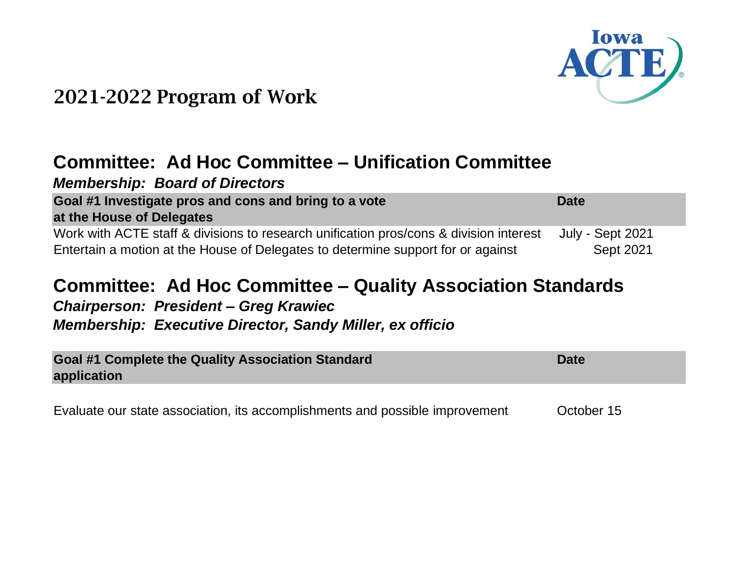# 2021-2022 Program of Work

## Committee: Ad Hoc Committee – Unification Committee

***Membership: Board of Directors***

| Goal #1 Investigate pros and cons and bring to a vote at the House of Delegates | Date |
| --- | --- |
| Work with ACTE staff & divisions to research unification pros/cons & division interest | July - Sept 2021 |
| Entertain a motion at the House of Delegates to determine support for or against | Sept 2021 |

## Committee: Ad Hoc Committee – Quality Association Standards

***Chairperson: President – Greg Krawiec***

***Membership: Executive Director, Sandy Miller, ex officio***

| Goal #1 Complete the Quality Association Standard application | Date |
| --- | --- |
| Evaluate our state association, its accomplishments and possible improvement | October 15 |